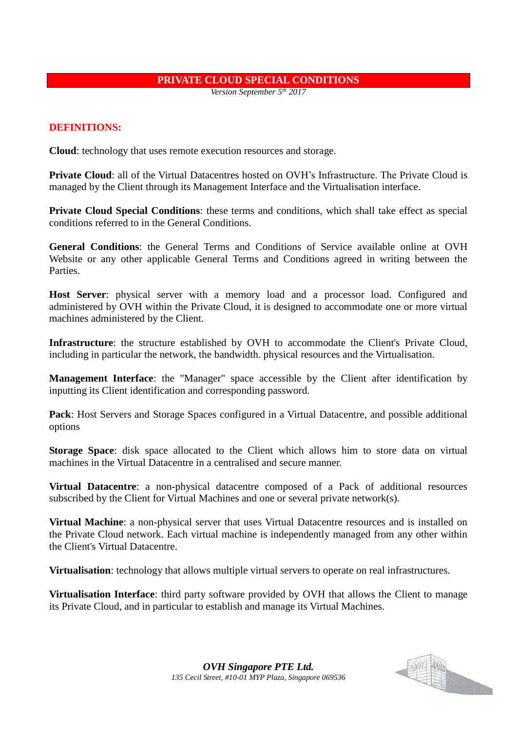# PRIVATE CLOUD SPECIAL CONDITIONS

*Version September 5th 2017*

## DEFINITIONS:

**Cloud**: technology that uses remote execution resources and storage.

**Private Cloud**: all of the Virtual Datacentres hosted on OVH's Infrastructure. The Private Cloud is managed by the Client through its Management Interface and the Virtualisation interface.

**Private Cloud Special Conditions**: these terms and conditions, which shall take effect as special conditions referred to in the General Conditions.

**General Conditions**: the General Terms and Conditions of Service available online at OVH Website or any other applicable General Terms and Conditions agreed in writing between the Parties.

**Host Server**: physical server with a memory load and a processor load. Configured and administered by OVH within the Private Cloud, it is designed to accommodate one or more virtual machines administered by the Client.

**Infrastructure**: the structure established by OVH to accommodate the Client's Private Cloud, including in particular the network, the bandwidth. physical resources and the Virtualisation.

**Management Interface**: the "Manager" space accessible by the Client after identification by inputting its Client identification and corresponding password.

**Pack**: Host Servers and Storage Spaces configured in a Virtual Datacentre, and possible additional options

**Storage Space**: disk space allocated to the Client which allows him to store data on virtual machines in the Virtual Datacentre in a centralised and secure manner.

**Virtual Datacentre**: a non-physical datacentre composed of a Pack of additional resources subscribed by the Client for Virtual Machines and one or several private network(s).

**Virtual Machine**: a non-physical server that uses Virtual Datacentre resources and is installed on the Private Cloud network. Each virtual machine is independently managed from any other within the Client's Virtual Datacentre.

**Virtualisation**: technology that allows multiple virtual servers to operate on real infrastructures.

**Virtualisation Interface**: third party software provided by OVH that allows the Client to manage its Private Cloud, and in particular to establish and manage its Virtual Machines.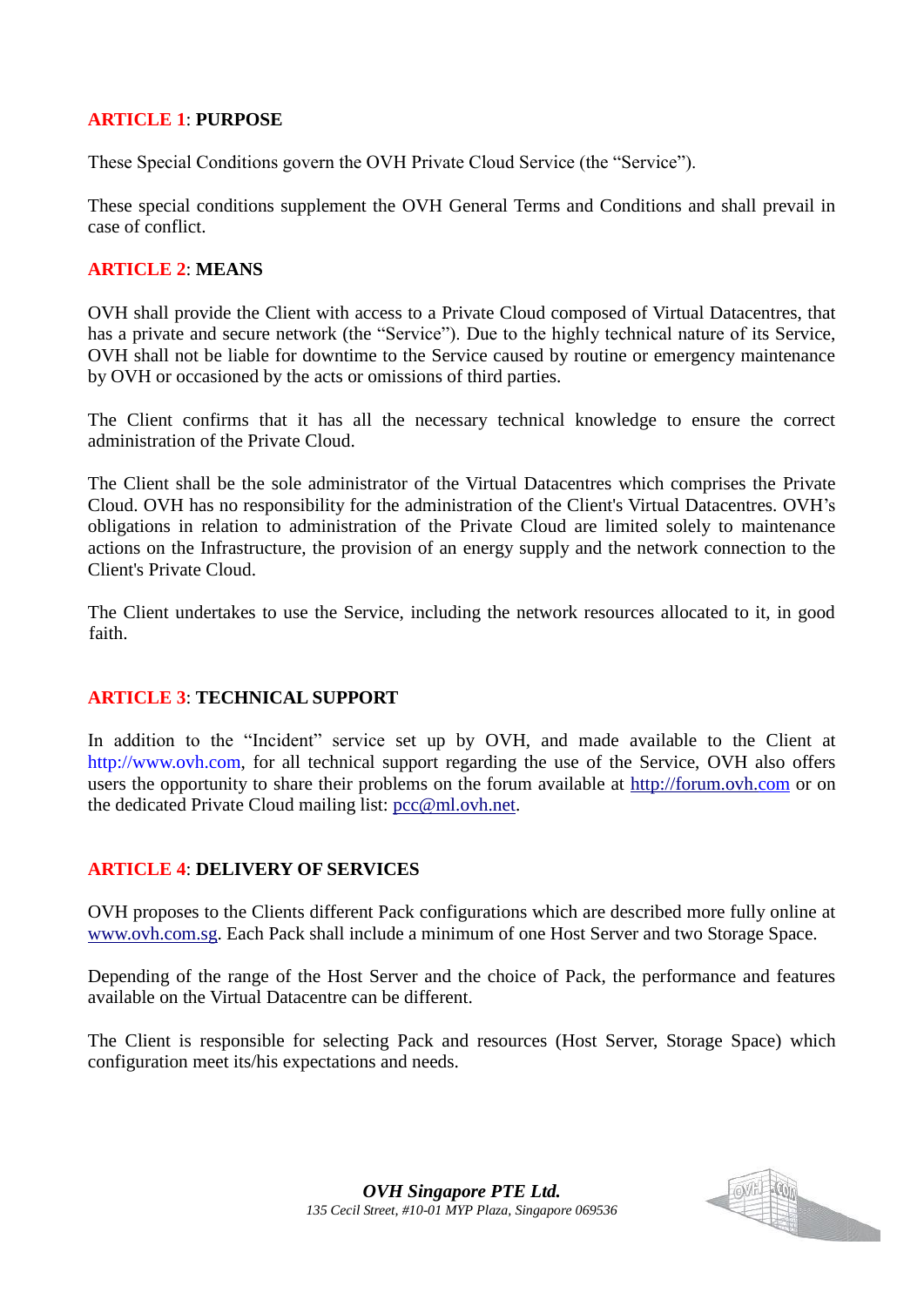## ARTICLE 1: PURPOSE

These Special Conditions govern the OVH Private Cloud Service (the "Service").

These special conditions supplement the OVH General Terms and Conditions and shall prevail in case of conflict.

## ARTICLE 2: MEANS

OVH shall provide the Client with access to a Private Cloud composed of Virtual Datacentres, that has a private and secure network (the "Service"). Due to the highly technical nature of its Service, OVH shall not be liable for downtime to the Service caused by routine or emergency maintenance by OVH or occasioned by the acts or omissions of third parties.

The Client confirms that it has all the necessary technical knowledge to ensure the correct administration of the Private Cloud.

The Client shall be the sole administrator of the Virtual Datacentres which comprises the Private Cloud. OVH has no responsibility for the administration of the Client's Virtual Datacentres. OVH's obligations in relation to administration of the Private Cloud are limited solely to maintenance actions on the Infrastructure, the provision of an energy supply and the network connection to the Client's Private Cloud.

The Client undertakes to use the Service, including the network resources allocated to it, in good faith.

## ARTICLE 3: TECHNICAL SUPPORT

In addition to the "Incident" service set up by OVH, and made available to the Client at http://www.ovh.com, for all technical support regarding the use of the Service, OVH also offers users the opportunity to share their problems on the forum available at http://forum.ovh.com or on the dedicated Private Cloud mailing list: pcc@ml.ovh.net.

## ARTICLE 4: DELIVERY OF SERVICES

OVH proposes to the Clients different Pack configurations which are described more fully online at www.ovh.com.sg. Each Pack shall include a minimum of one Host Server and two Storage Space.

Depending of the range of the Host Server and the choice of Pack, the performance and features available on the Virtual Datacentre can be different.

The Client is responsible for selecting Pack and resources (Host Server, Storage Space) which configuration meet its/his expectations and needs.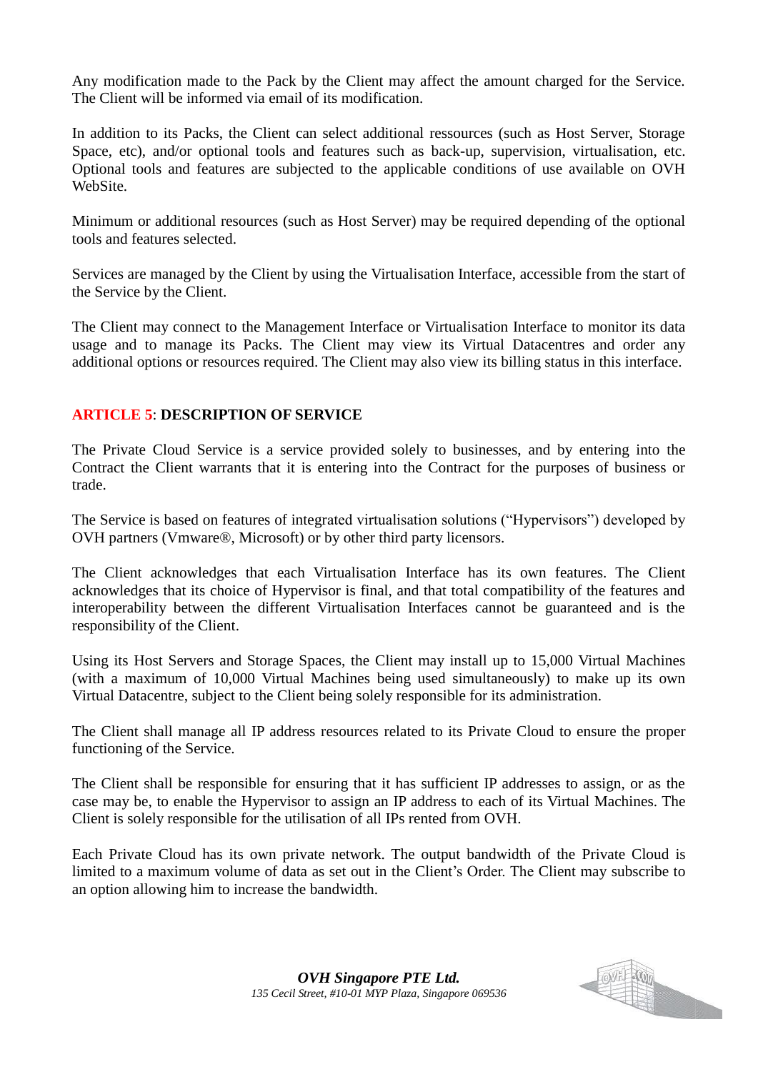Any modification made to the Pack by the Client may affect the amount charged for the Service. The Client will be informed via email of its modification.

In addition to its Packs, the Client can select additional ressources (such as Host Server, Storage Space, etc), and/or optional tools and features such as back-up, supervision, virtualisation, etc. Optional tools and features are subjected to the applicable conditions of use available on OVH WebSite.

Minimum or additional resources (such as Host Server) may be required depending of the optional tools and features selected.

Services are managed by the Client by using the Virtualisation Interface, accessible from the start of the Service by the Client.

The Client may connect to the Management Interface or Virtualisation Interface to monitor its data usage and to manage its Packs. The Client may view its Virtual Datacentres and order any additional options or resources required. The Client may also view its billing status in this interface.

## ARTICLE 5: DESCRIPTION OF SERVICE

The Private Cloud Service is a service provided solely to businesses, and by entering into the Contract the Client warrants that it is entering into the Contract for the purposes of business or trade.

The Service is based on features of integrated virtualisation solutions ("Hypervisors") developed by OVH partners (Vmware®, Microsoft) or by other third party licensors.

The Client acknowledges that each Virtualisation Interface has its own features. The Client acknowledges that its choice of Hypervisor is final, and that total compatibility of the features and interoperability between the different Virtualisation Interfaces cannot be guaranteed and is the responsibility of the Client.

Using its Host Servers and Storage Spaces, the Client may install up to 15,000 Virtual Machines (with a maximum of 10,000 Virtual Machines being used simultaneously) to make up its own Virtual Datacentre, subject to the Client being solely responsible for its administration.

The Client shall manage all IP address resources related to its Private Cloud to ensure the proper functioning of the Service.

The Client shall be responsible for ensuring that it has sufficient IP addresses to assign, or as the case may be, to enable the Hypervisor to assign an IP address to each of its Virtual Machines. The Client is solely responsible for the utilisation of all IPs rented from OVH.

Each Private Cloud has its own private network. The output bandwidth of the Private Cloud is limited to a maximum volume of data as set out in the Client's Order. The Client may subscribe to an option allowing him to increase the bandwidth.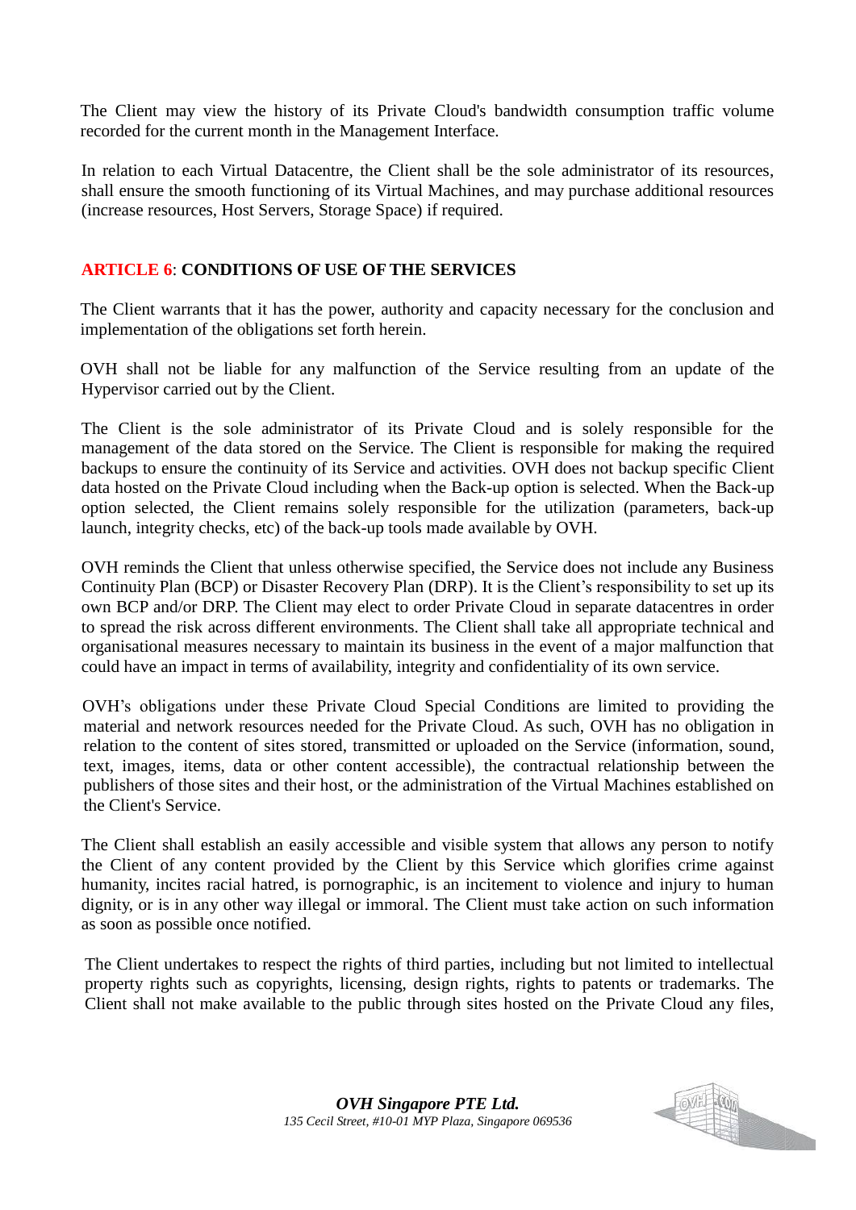The Client may view the history of its Private Cloud's bandwidth consumption traffic volume recorded for the current month in the Management Interface.

In relation to each Virtual Datacentre, the Client shall be the sole administrator of its resources, shall ensure the smooth functioning of its Virtual Machines, and may purchase additional resources (increase resources, Host Servers, Storage Space) if required.

## ARTICLE 6: CONDITIONS OF USE OF THE SERVICES

The Client warrants that it has the power, authority and capacity necessary for the conclusion and implementation of the obligations set forth herein.

OVH shall not be liable for any malfunction of the Service resulting from an update of the Hypervisor carried out by the Client.

The Client is the sole administrator of its Private Cloud and is solely responsible for the management of the data stored on the Service. The Client is responsible for making the required backups to ensure the continuity of its Service and activities. OVH does not backup specific Client data hosted on the Private Cloud including when the Back-up option is selected. When the Back-up option selected, the Client remains solely responsible for the utilization (parameters, back-up launch, integrity checks, etc) of the back-up tools made available by OVH.

OVH reminds the Client that unless otherwise specified, the Service does not include any Business Continuity Plan (BCP) or Disaster Recovery Plan (DRP). It is the Client's responsibility to set up its own BCP and/or DRP. The Client may elect to order Private Cloud in separate datacentres in order to spread the risk across different environments. The Client shall take all appropriate technical and organisational measures necessary to maintain its business in the event of a major malfunction that could have an impact in terms of availability, integrity and confidentiality of its own service.

OVH's obligations under these Private Cloud Special Conditions are limited to providing the material and network resources needed for the Private Cloud. As such, OVH has no obligation in relation to the content of sites stored, transmitted or uploaded on the Service (information, sound, text, images, items, data or other content accessible), the contractual relationship between the publishers of those sites and their host, or the administration of the Virtual Machines established on the Client's Service.

The Client shall establish an easily accessible and visible system that allows any person to notify the Client of any content provided by the Client by this Service which glorifies crime against humanity, incites racial hatred, is pornographic, is an incitement to violence and injury to human dignity, or is in any other way illegal or immoral. The Client must take action on such information as soon as possible once notified.

The Client undertakes to respect the rights of third parties, including but not limited to intellectual property rights such as copyrights, licensing, design rights, rights to patents or trademarks. The Client shall not make available to the public through sites hosted on the Private Cloud any files,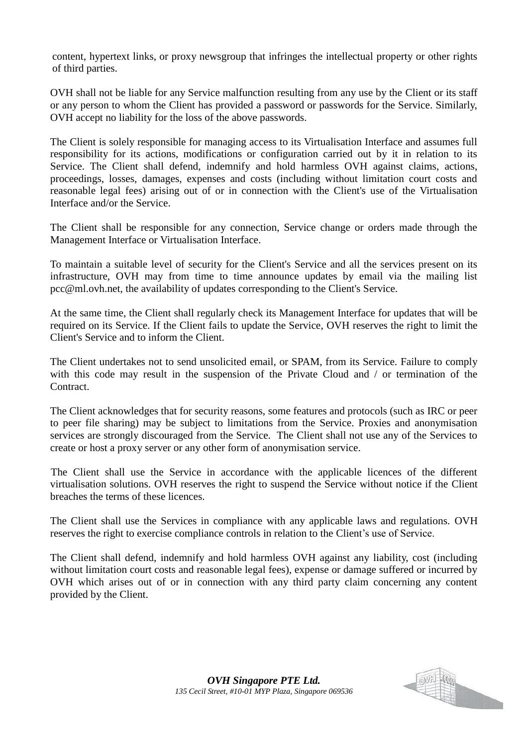content, hypertext links, or proxy newsgroup that infringes the intellectual property or other rights of third parties.

OVH shall not be liable for any Service malfunction resulting from any use by the Client or its staff or any person to whom the Client has provided a password or passwords for the Service. Similarly, OVH accept no liability for the loss of the above passwords.

The Client is solely responsible for managing access to its Virtualisation Interface and assumes full responsibility for its actions, modifications or configuration carried out by it in relation to its Service. The Client shall defend, indemnify and hold harmless OVH against claims, actions, proceedings, losses, damages, expenses and costs (including without limitation court costs and reasonable legal fees) arising out of or in connection with the Client's use of the Virtualisation Interface and/or the Service.

The Client shall be responsible for any connection, Service change or orders made through the Management Interface or Virtualisation Interface.

To maintain a suitable level of security for the Client's Service and all the services present on its infrastructure, OVH may from time to time announce updates by email via the mailing list pcc@ml.ovh.net, the availability of updates corresponding to the Client's Service.

At the same time, the Client shall regularly check its Management Interface for updates that will be required on its Service. If the Client fails to update the Service, OVH reserves the right to limit the Client's Service and to inform the Client.

The Client undertakes not to send unsolicited email, or SPAM, from its Service. Failure to comply with this code may result in the suspension of the Private Cloud and / or termination of the Contract.

The Client acknowledges that for security reasons, some features and protocols (such as IRC or peer to peer file sharing) may be subject to limitations from the Service. Proxies and anonymisation services are strongly discouraged from the Service. The Client shall not use any of the Services to create or host a proxy server or any other form of anonymisation service.

The Client shall use the Service in accordance with the applicable licences of the different virtualisation solutions. OVH reserves the right to suspend the Service without notice if the Client breaches the terms of these licences.

The Client shall use the Services in compliance with any applicable laws and regulations. OVH reserves the right to exercise compliance controls in relation to the Client's use of Service.

The Client shall defend, indemnify and hold harmless OVH against any liability, cost (including without limitation court costs and reasonable legal fees), expense or damage suffered or incurred by OVH which arises out of or in connection with any third party claim concerning any content provided by the Client.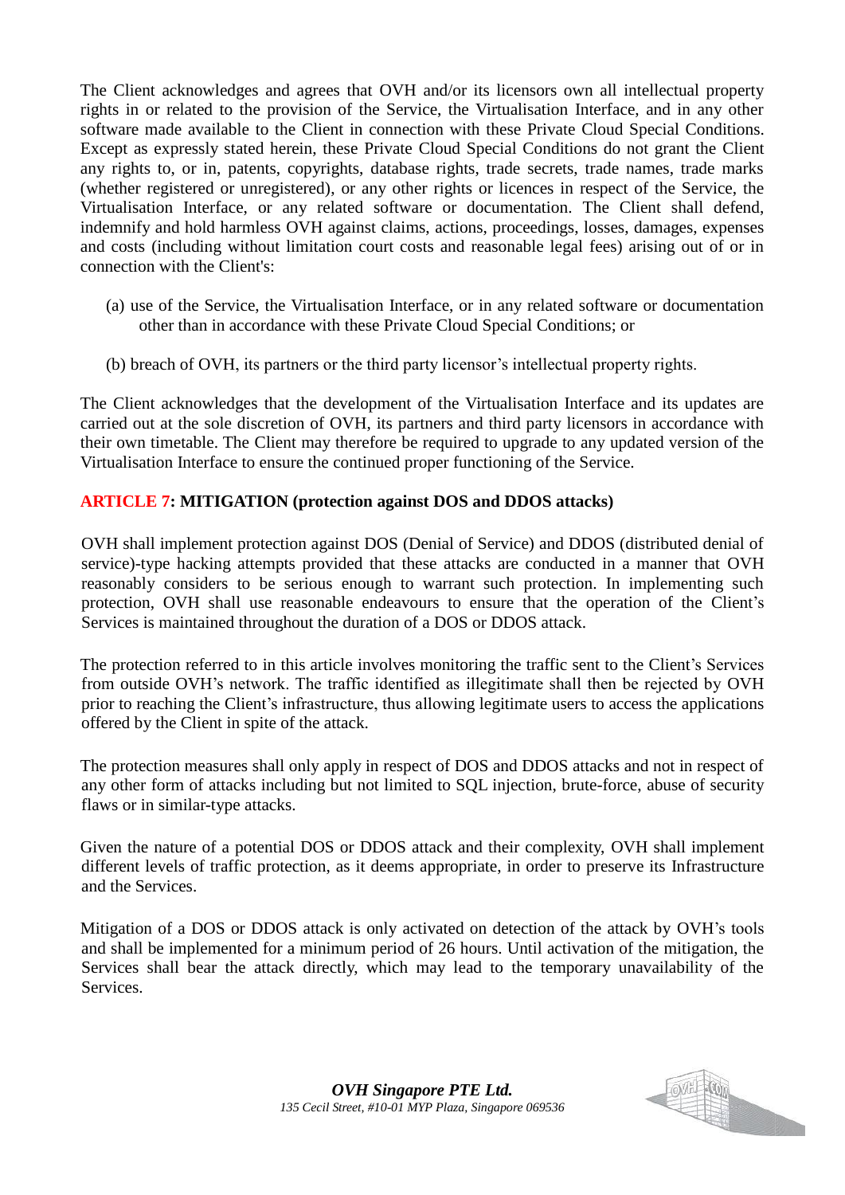The Client acknowledges and agrees that OVH and/or its licensors own all intellectual property rights in or related to the provision of the Service, the Virtualisation Interface, and in any other software made available to the Client in connection with these Private Cloud Special Conditions. Except as expressly stated herein, these Private Cloud Special Conditions do not grant the Client any rights to, or in, patents, copyrights, database rights, trade secrets, trade names, trade marks (whether registered or unregistered), or any other rights or licences in respect of the Service, the Virtualisation Interface, or any related software or documentation. The Client shall defend, indemnify and hold harmless OVH against claims, actions, proceedings, losses, damages, expenses and costs (including without limitation court costs and reasonable legal fees) arising out of or in connection with the Client's:

(a) use of the Service, the Virtualisation Interface, or in any related software or documentation other than in accordance with these Private Cloud Special Conditions; or

(b) breach of OVH, its partners or the third party licensor's intellectual property rights.

The Client acknowledges that the development of the Virtualisation Interface and its updates are carried out at the sole discretion of OVH, its partners and third party licensors in accordance with their own timetable. The Client may therefore be required to upgrade to any updated version of the Virtualisation Interface to ensure the continued proper functioning of the Service.

## ARTICLE 7: MITIGATION (protection against DOS and DDOS attacks)

OVH shall implement protection against DOS (Denial of Service) and DDOS (distributed denial of service)-type hacking attempts provided that these attacks are conducted in a manner that OVH reasonably considers to be serious enough to warrant such protection. In implementing such protection, OVH shall use reasonable endeavours to ensure that the operation of the Client's Services is maintained throughout the duration of a DOS or DDOS attack.

The protection referred to in this article involves monitoring the traffic sent to the Client's Services from outside OVH's network. The traffic identified as illegitimate shall then be rejected by OVH prior to reaching the Client's infrastructure, thus allowing legitimate users to access the applications offered by the Client in spite of the attack.

The protection measures shall only apply in respect of DOS and DDOS attacks and not in respect of any other form of attacks including but not limited to SQL injection, brute-force, abuse of security flaws or in similar-type attacks.

Given the nature of a potential DOS or DDOS attack and their complexity, OVH shall implement different levels of traffic protection, as it deems appropriate, in order to preserve its Infrastructure and the Services.

Mitigation of a DOS or DDOS attack is only activated on detection of the attack by OVH's tools and shall be implemented for a minimum period of 26 hours. Until activation of the mitigation, the Services shall bear the attack directly, which may lead to the temporary unavailability of the Services.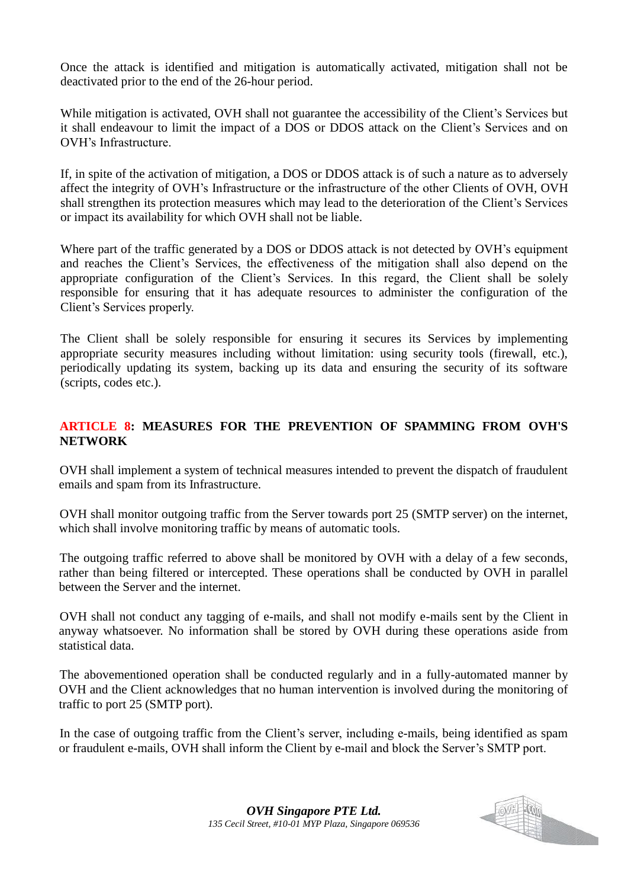Once the attack is identified and mitigation is automatically activated, mitigation shall not be deactivated prior to the end of the 26-hour period.

While mitigation is activated, OVH shall not guarantee the accessibility of the Client's Services but it shall endeavour to limit the impact of a DOS or DDOS attack on the Client's Services and on OVH's Infrastructure.

If, in spite of the activation of mitigation, a DOS or DDOS attack is of such a nature as to adversely affect the integrity of OVH's Infrastructure or the infrastructure of the other Clients of OVH, OVH shall strengthen its protection measures which may lead to the deterioration of the Client's Services or impact its availability for which OVH shall not be liable.

Where part of the traffic generated by a DOS or DDOS attack is not detected by OVH's equipment and reaches the Client's Services, the effectiveness of the mitigation shall also depend on the appropriate configuration of the Client's Services. In this regard, the Client shall be solely responsible for ensuring that it has adequate resources to administer the configuration of the Client's Services properly.

The Client shall be solely responsible for ensuring it secures its Services by implementing appropriate security measures including without limitation: using security tools (firewall, etc.), periodically updating its system, backing up its data and ensuring the security of its software (scripts, codes etc.).

## ARTICLE 8: MEASURES FOR THE PREVENTION OF SPAMMING FROM OVH'S NETWORK

OVH shall implement a system of technical measures intended to prevent the dispatch of fraudulent emails and spam from its Infrastructure.

OVH shall monitor outgoing traffic from the Server towards port 25 (SMTP server) on the internet, which shall involve monitoring traffic by means of automatic tools.

The outgoing traffic referred to above shall be monitored by OVH with a delay of a few seconds, rather than being filtered or intercepted. These operations shall be conducted by OVH in parallel between the Server and the internet.

OVH shall not conduct any tagging of e-mails, and shall not modify e-mails sent by the Client in anyway whatsoever. No information shall be stored by OVH during these operations aside from statistical data.

The abovementioned operation shall be conducted regularly and in a fully-automated manner by OVH and the Client acknowledges that no human intervention is involved during the monitoring of traffic to port 25 (SMTP port).

In the case of outgoing traffic from the Client's server, including e-mails, being identified as spam or fraudulent e-mails, OVH shall inform the Client by e-mail and block the Server's SMTP port.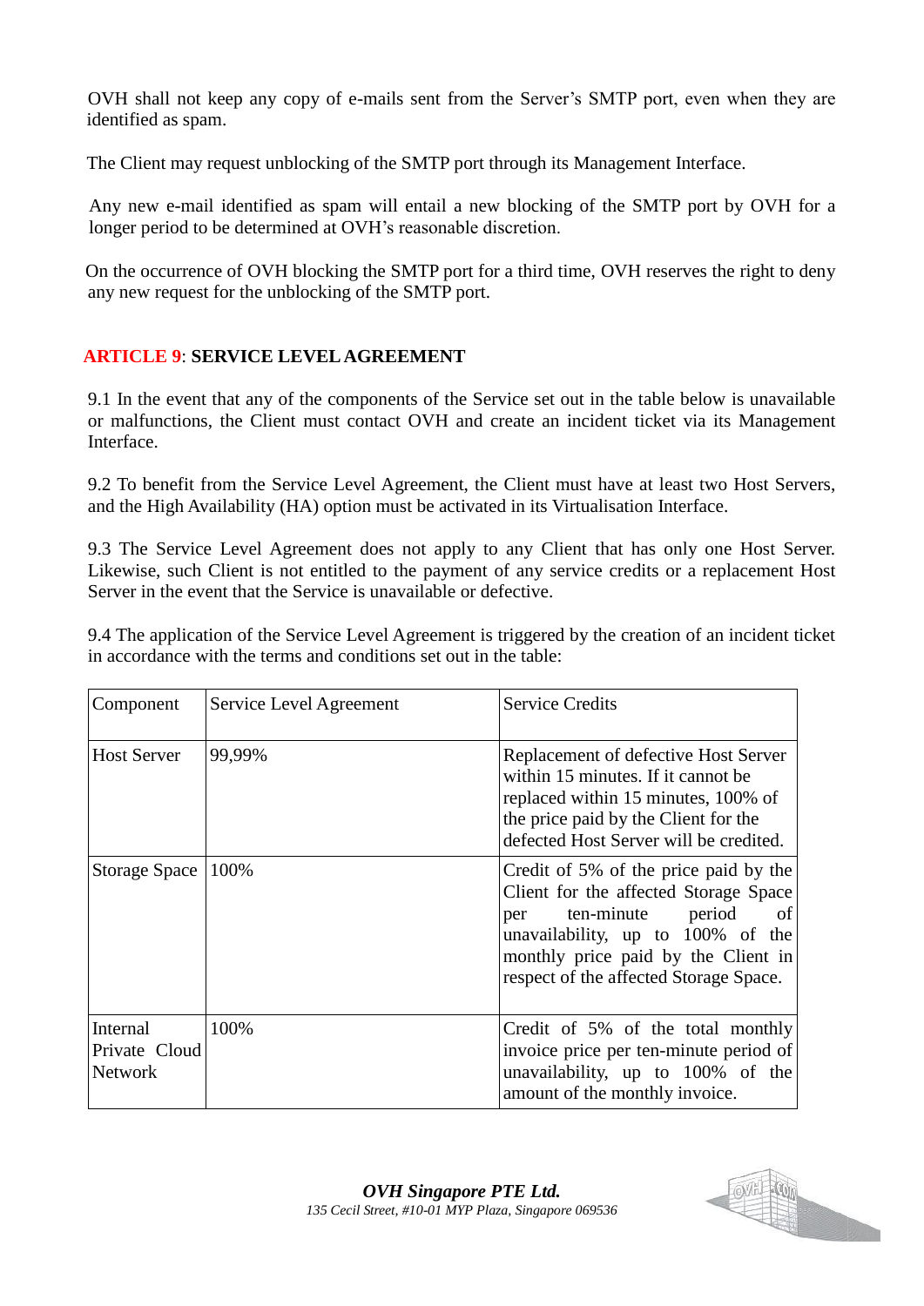OVH shall not keep any copy of e-mails sent from the Server's SMTP port, even when they are identified as spam.

The Client may request unblocking of the SMTP port through its Management Interface.

Any new e-mail identified as spam will entail a new blocking of the SMTP port by OVH for a longer period to be determined at OVH's reasonable discretion.

On the occurrence of OVH blocking the SMTP port for a third time, OVH reserves the right to deny any new request for the unblocking of the SMTP port.

## ARTICLE 9: SERVICE LEVEL AGREEMENT

9.1 In the event that any of the components of the Service set out in the table below is unavailable or malfunctions, the Client must contact OVH and create an incident ticket via its Management Interface.

9.2 To benefit from the Service Level Agreement, the Client must have at least two Host Servers, and the High Availability (HA) option must be activated in its Virtualisation Interface.

9.3 The Service Level Agreement does not apply to any Client that has only one Host Server. Likewise, such Client is not entitled to the payment of any service credits or a replacement Host Server in the event that the Service is unavailable or defective.

9.4 The application of the Service Level Agreement is triggered by the creation of an incident ticket in accordance with the terms and conditions set out in the table:

| Component | Service Level Agreement | Service Credits |
|---|---|---|
| Host Server | 99,99% | Replacement of defective Host Server within 15 minutes. If it cannot be replaced within 15 minutes, 100% of the price paid by the Client for the defected Host Server will be credited. |
| Storage Space | 100% | Credit of 5% of the price paid by the Client for the affected Storage Space per ten-minute period of unavailability, up to 100% of the monthly price paid by the Client in respect of the affected Storage Space. |
| Internal Private Cloud Network | 100% | Credit of 5% of the total monthly invoice price per ten-minute period of unavailability, up to 100% of the amount of the monthly invoice. |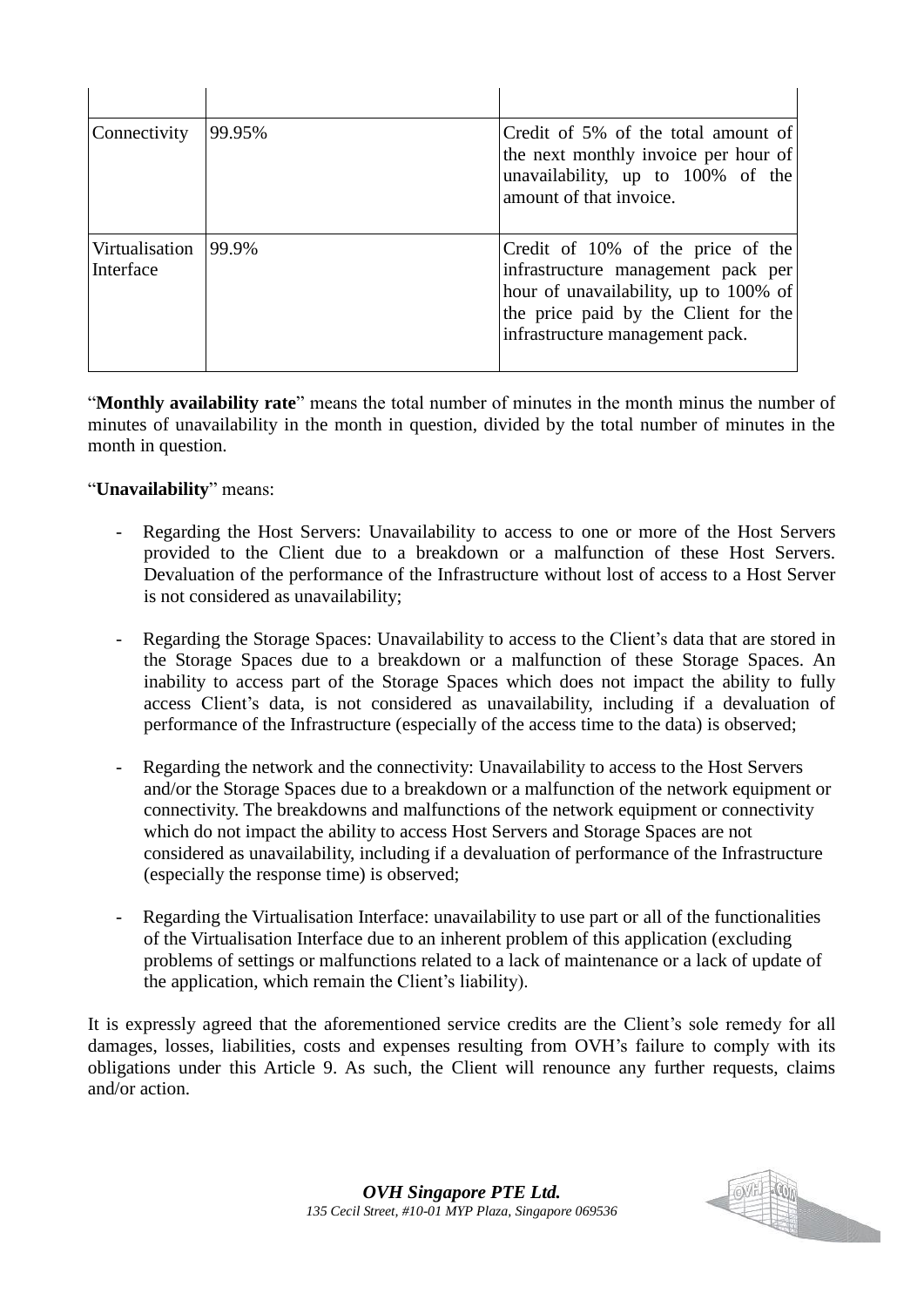| | | |
|---|---|---|
| Connectivity | 99.95% | Credit of 5% of the total amount of the next monthly invoice per hour of unavailability, up to 100% of the amount of that invoice. |
| Virtualisation Interface | 99.9% | Credit of 10% of the price of the infrastructure management pack per hour of unavailability, up to 100% of the price paid by the Client for the infrastructure management pack. |

"**Monthly availability rate**" means the total number of minutes in the month minus the number of minutes of unavailability in the month in question, divided by the total number of minutes in the month in question.

"**Unavailability**" means:

- Regarding the Host Servers: Unavailability to access to one or more of the Host Servers provided to the Client due to a breakdown or a malfunction of these Host Servers. Devaluation of the performance of the Infrastructure without lost of access to a Host Server is not considered as unavailability;

- Regarding the Storage Spaces: Unavailability to access to the Client's data that are stored in the Storage Spaces due to a breakdown or a malfunction of these Storage Spaces. An inability to access part of the Storage Spaces which does not impact the ability to fully access Client's data, is not considered as unavailability, including if a devaluation of performance of the Infrastructure (especially of the access time to the data) is observed;

- Regarding the network and the connectivity: Unavailability to access to the Host Servers and/or the Storage Spaces due to a breakdown or a malfunction of the network equipment or connectivity. The breakdowns and malfunctions of the network equipment or connectivity which do not impact the ability to access Host Servers and Storage Spaces are not considered as unavailability, including if a devaluation of performance of the Infrastructure (especially the response time) is observed;

- Regarding the Virtualisation Interface: unavailability to use part or all of the functionalities of the Virtualisation Interface due to an inherent problem of this application (excluding problems of settings or malfunctions related to a lack of maintenance or a lack of update of the application, which remain the Client's liability).

It is expressly agreed that the aforementioned service credits are the Client's sole remedy for all damages, losses, liabilities, costs and expenses resulting from OVH's failure to comply with its obligations under this Article 9. As such, the Client will renounce any further requests, claims and/or action.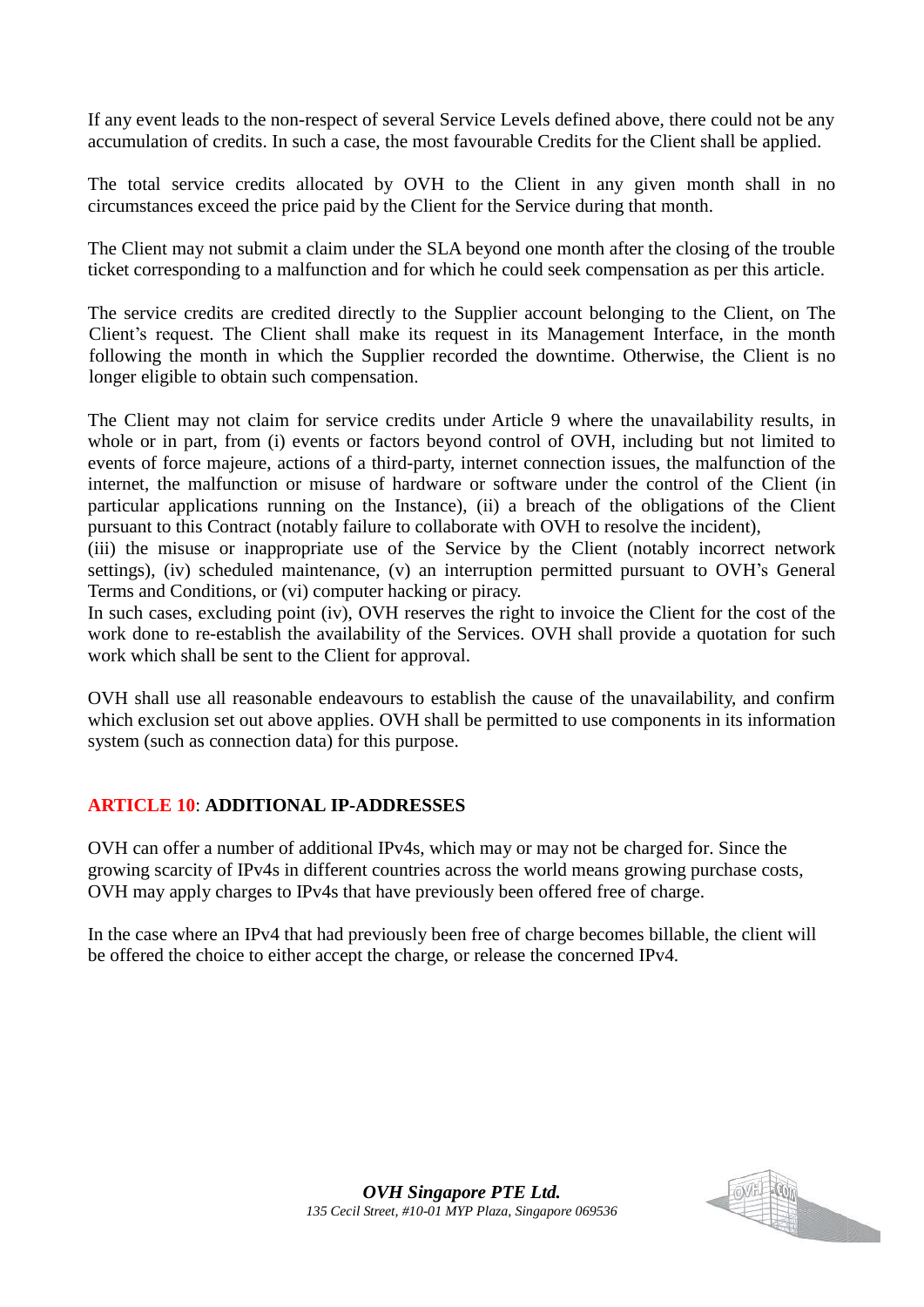If any event leads to the non-respect of several Service Levels defined above, there could not be any accumulation of credits. In such a case, the most favourable Credits for the Client shall be applied.

The total service credits allocated by OVH to the Client in any given month shall in no circumstances exceed the price paid by the Client for the Service during that month.

The Client may not submit a claim under the SLA beyond one month after the closing of the trouble ticket corresponding to a malfunction and for which he could seek compensation as per this article.

The service credits are credited directly to the Supplier account belonging to the Client, on The Client's request. The Client shall make its request in its Management Interface, in the month following the month in which the Supplier recorded the downtime. Otherwise, the Client is no longer eligible to obtain such compensation.

The Client may not claim for service credits under Article 9 where the unavailability results, in whole or in part, from (i) events or factors beyond control of OVH, including but not limited to events of force majeure, actions of a third-party, internet connection issues, the malfunction of the internet, the malfunction or misuse of hardware or software under the control of the Client (in particular applications running on the Instance), (ii) a breach of the obligations of the Client pursuant to this Contract (notably failure to collaborate with OVH to resolve the incident),
(iii) the misuse or inappropriate use of the Service by the Client (notably incorrect network settings), (iv) scheduled maintenance, (v) an interruption permitted pursuant to OVH's General Terms and Conditions, or (vi) computer hacking or piracy.
In such cases, excluding point (iv), OVH reserves the right to invoice the Client for the cost of the work done to re-establish the availability of the Services. OVH shall provide a quotation for such work which shall be sent to the Client for approval.

OVH shall use all reasonable endeavours to establish the cause of the unavailability, and confirm which exclusion set out above applies. OVH shall be permitted to use components in its information system (such as connection data) for this purpose.

## ARTICLE 10: ADDITIONAL IP-ADDRESSES

OVH can offer a number of additional IPv4s, which may or may not be charged for. Since the growing scarcity of IPv4s in different countries across the world means growing purchase costs, OVH may apply charges to IPv4s that have previously been offered free of charge.

In the case where an IPv4 that had previously been free of charge becomes billable, the client will be offered the choice to either accept the charge, or release the concerned IPv4.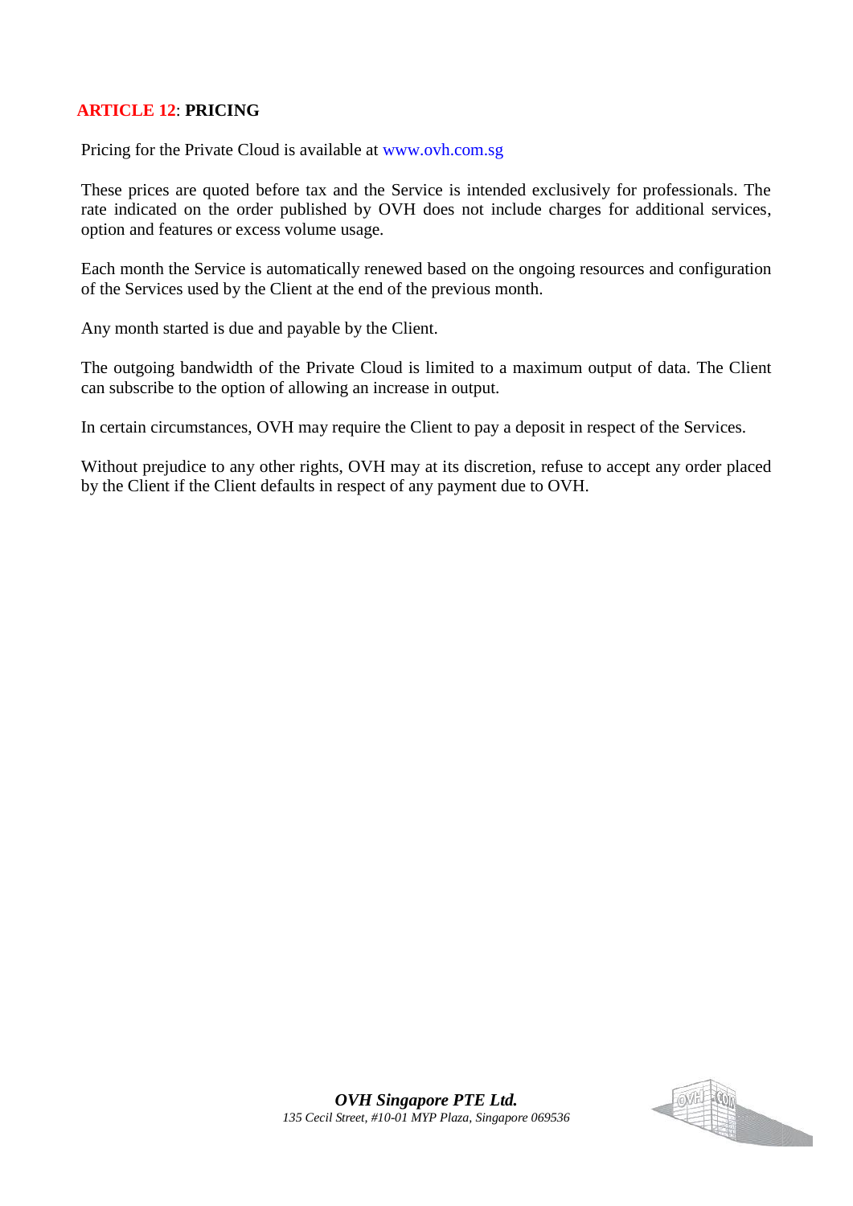## **ARTICLE 12**: **PRICING**

Pricing for the Private Cloud is available at www.ovh.com.sg

These prices are quoted before tax and the Service is intended exclusively for professionals. The rate indicated on the order published by OVH does not include charges for additional services, option and features or excess volume usage.

Each month the Service is automatically renewed based on the ongoing resources and configuration of the Services used by the Client at the end of the previous month.

Any month started is due and payable by the Client.

The outgoing bandwidth of the Private Cloud is limited to a maximum output of data. The Client can subscribe to the option of allowing an increase in output.

In certain circumstances, OVH may require the Client to pay a deposit in respect of the Services.

Without prejudice to any other rights, OVH may at its discretion, refuse to accept any order placed by the Client if the Client defaults in respect of any payment due to OVH.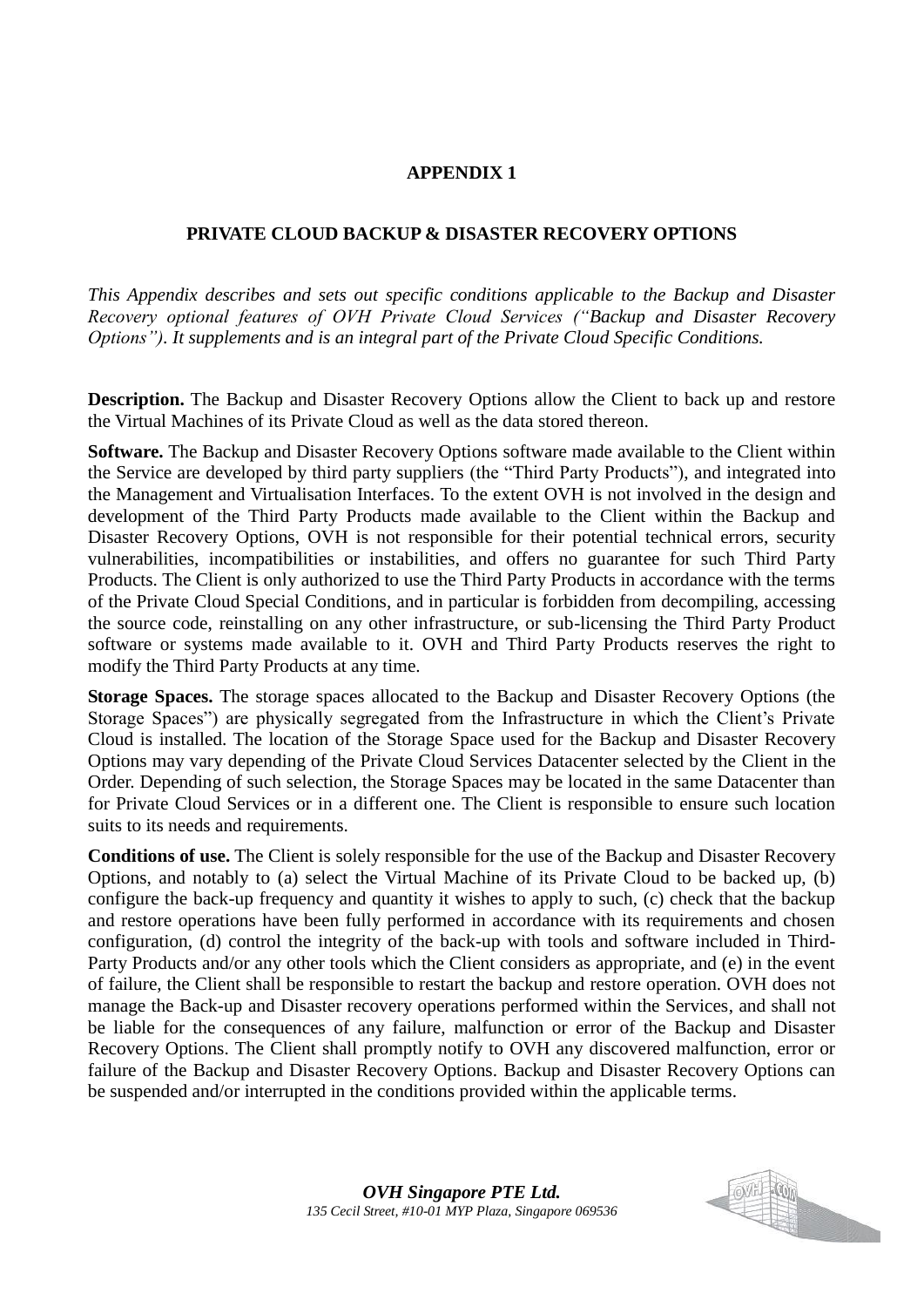# APPENDIX 1

## PRIVATE CLOUD BACKUP & DISASTER RECOVERY OPTIONS

*This Appendix describes and sets out specific conditions applicable to the Backup and Disaster Recovery optional features of OVH Private Cloud Services ("Backup and Disaster Recovery Options"). It supplements and is an integral part of the Private Cloud Specific Conditions.*

**Description.** The Backup and Disaster Recovery Options allow the Client to back up and restore the Virtual Machines of its Private Cloud as well as the data stored thereon.

**Software.** The Backup and Disaster Recovery Options software made available to the Client within the Service are developed by third party suppliers (the "Third Party Products"), and integrated into the Management and Virtualisation Interfaces. To the extent OVH is not involved in the design and development of the Third Party Products made available to the Client within the Backup and Disaster Recovery Options, OVH is not responsible for their potential technical errors, security vulnerabilities, incompatibilities or instabilities, and offers no guarantee for such Third Party Products. The Client is only authorized to use the Third Party Products in accordance with the terms of the Private Cloud Special Conditions, and in particular is forbidden from decompiling, accessing the source code, reinstalling on any other infrastructure, or sub-licensing the Third Party Product software or systems made available to it. OVH and Third Party Products reserves the right to modify the Third Party Products at any time.

**Storage Spaces.** The storage spaces allocated to the Backup and Disaster Recovery Options (the Storage Spaces") are physically segregated from the Infrastructure in which the Client's Private Cloud is installed. The location of the Storage Space used for the Backup and Disaster Recovery Options may vary depending of the Private Cloud Services Datacenter selected by the Client in the Order. Depending of such selection, the Storage Spaces may be located in the same Datacenter than for Private Cloud Services or in a different one. The Client is responsible to ensure such location suits to its needs and requirements.

**Conditions of use.** The Client is solely responsible for the use of the Backup and Disaster Recovery Options, and notably to (a) select the Virtual Machine of its Private Cloud to be backed up, (b) configure the back-up frequency and quantity it wishes to apply to such, (c) check that the backup and restore operations have been fully performed in accordance with its requirements and chosen configuration, (d) control the integrity of the back-up with tools and software included in Third-Party Products and/or any other tools which the Client considers as appropriate, and (e) in the event of failure, the Client shall be responsible to restart the backup and restore operation. OVH does not manage the Back-up and Disaster recovery operations performed within the Services, and shall not be liable for the consequences of any failure, malfunction or error of the Backup and Disaster Recovery Options. The Client shall promptly notify to OVH any discovered malfunction, error or failure of the Backup and Disaster Recovery Options. Backup and Disaster Recovery Options can be suspended and/or interrupted in the conditions provided within the applicable terms.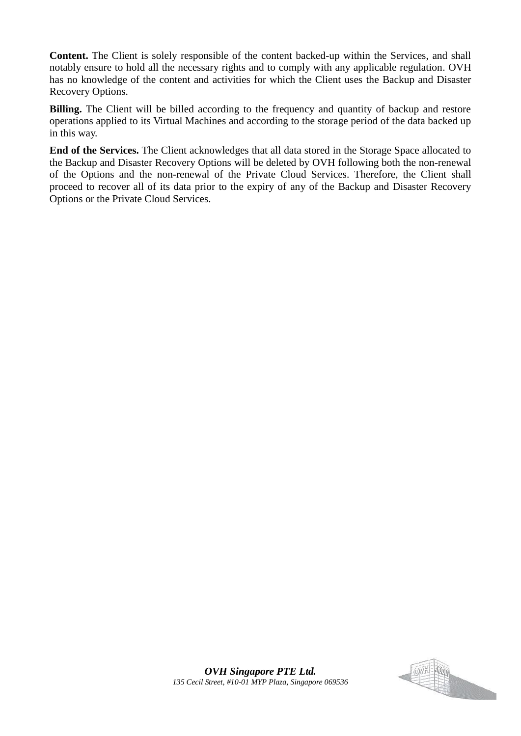**Content.** The Client is solely responsible of the content backed-up within the Services, and shall notably ensure to hold all the necessary rights and to comply with any applicable regulation. OVH has no knowledge of the content and activities for which the Client uses the Backup and Disaster Recovery Options.

**Billing.** The Client will be billed according to the frequency and quantity of backup and restore operations applied to its Virtual Machines and according to the storage period of the data backed up in this way.

**End of the Services.** The Client acknowledges that all data stored in the Storage Space allocated to the Backup and Disaster Recovery Options will be deleted by OVH following both the non-renewal of the Options and the non-renewal of the Private Cloud Services. Therefore, the Client shall proceed to recover all of its data prior to the expiry of any of the Backup and Disaster Recovery Options or the Private Cloud Services.